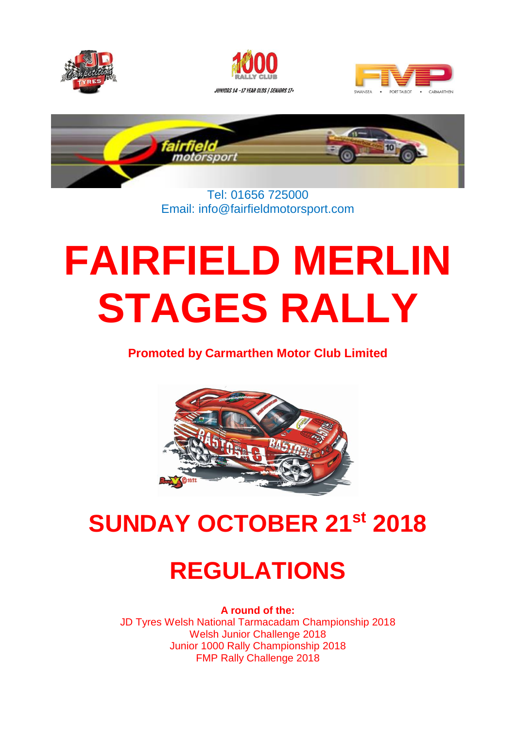Tel: 01656 725000
Email: info@fairfieldmotorsport.com

# FAIRFIELD MERLIN STAGES RALLY

**Promoted by Carmarthen Motor Club Limited**

## SUNDAY OCTOBER 21st 2018

## REGULATIONS

**A round of the:**

JD Tyres Welsh National Tarmacadam Championship 2018
Welsh Junior Challenge 2018
Junior 1000 Rally Championship 2018
FMP Rally Challenge 2018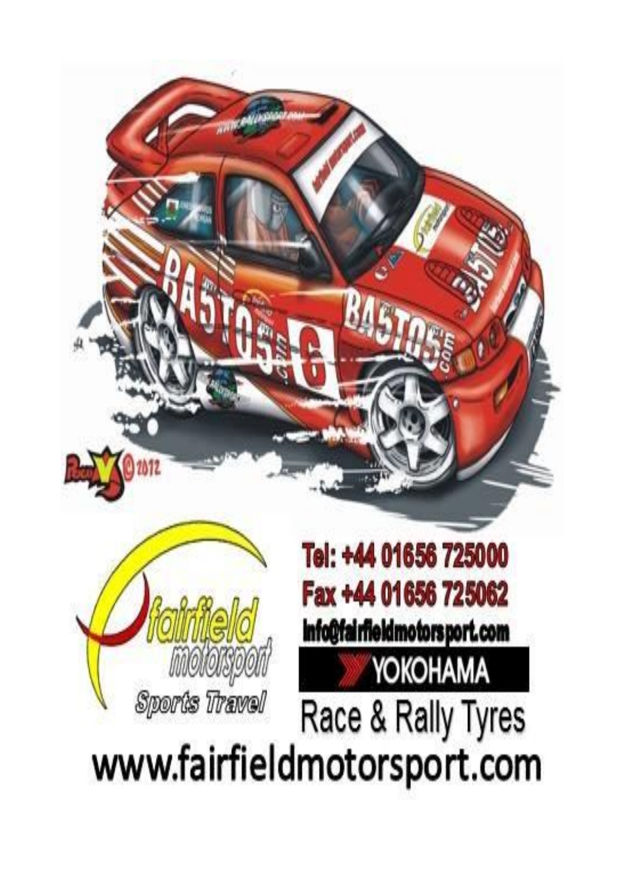Tel: +44 01656 725000

Fax +44 01656 725062

info@fairfieldmotorsport.com

YOKOHAMA

Race & Rally Tyres

fairfield motorsport

Sports Travel

www.fairfieldmotorsport.com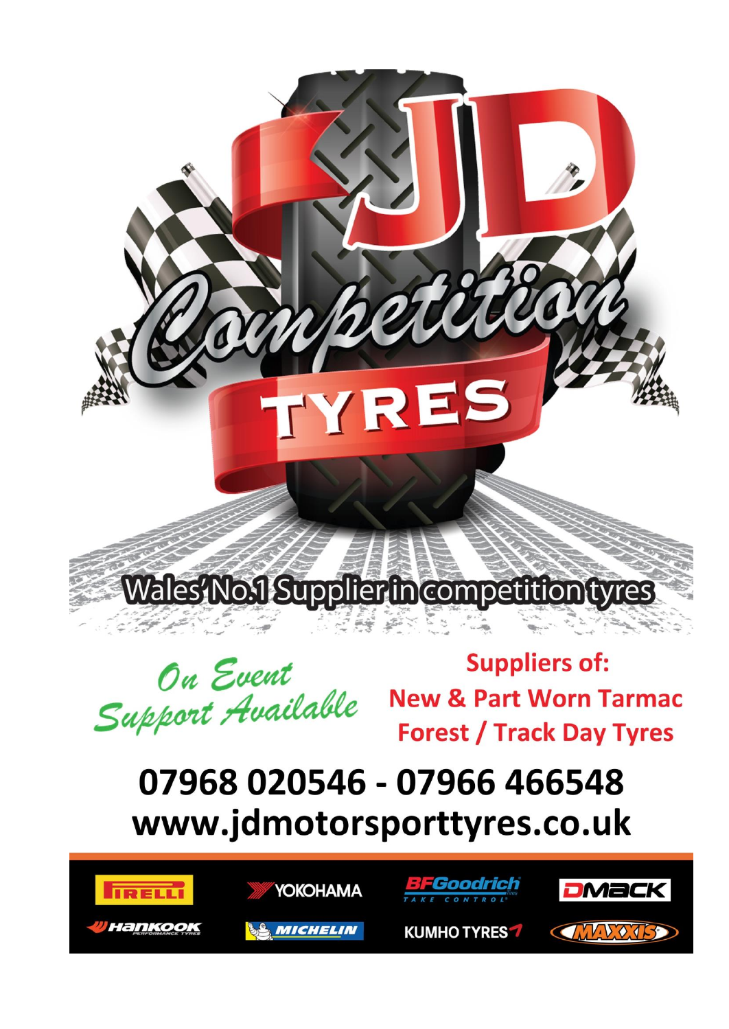# JD Competition TYRES

Wales' No.1 Supplier in competition tyres

*On Event Support Available*

**Suppliers of:**
**New & Part Worn Tarmac**
**Forest / Track Day Tyres**

## 07968 020546 - 07966 466548
## www.jdmotorsporttyres.co.uk

PIRELLI · YOKOHAMA · BFGoodrich TAKE CONTROL · DMACK
HANKOOK PERFORMANCE TYRES · MICHELIN · KUMHO TYRES · MAXXIS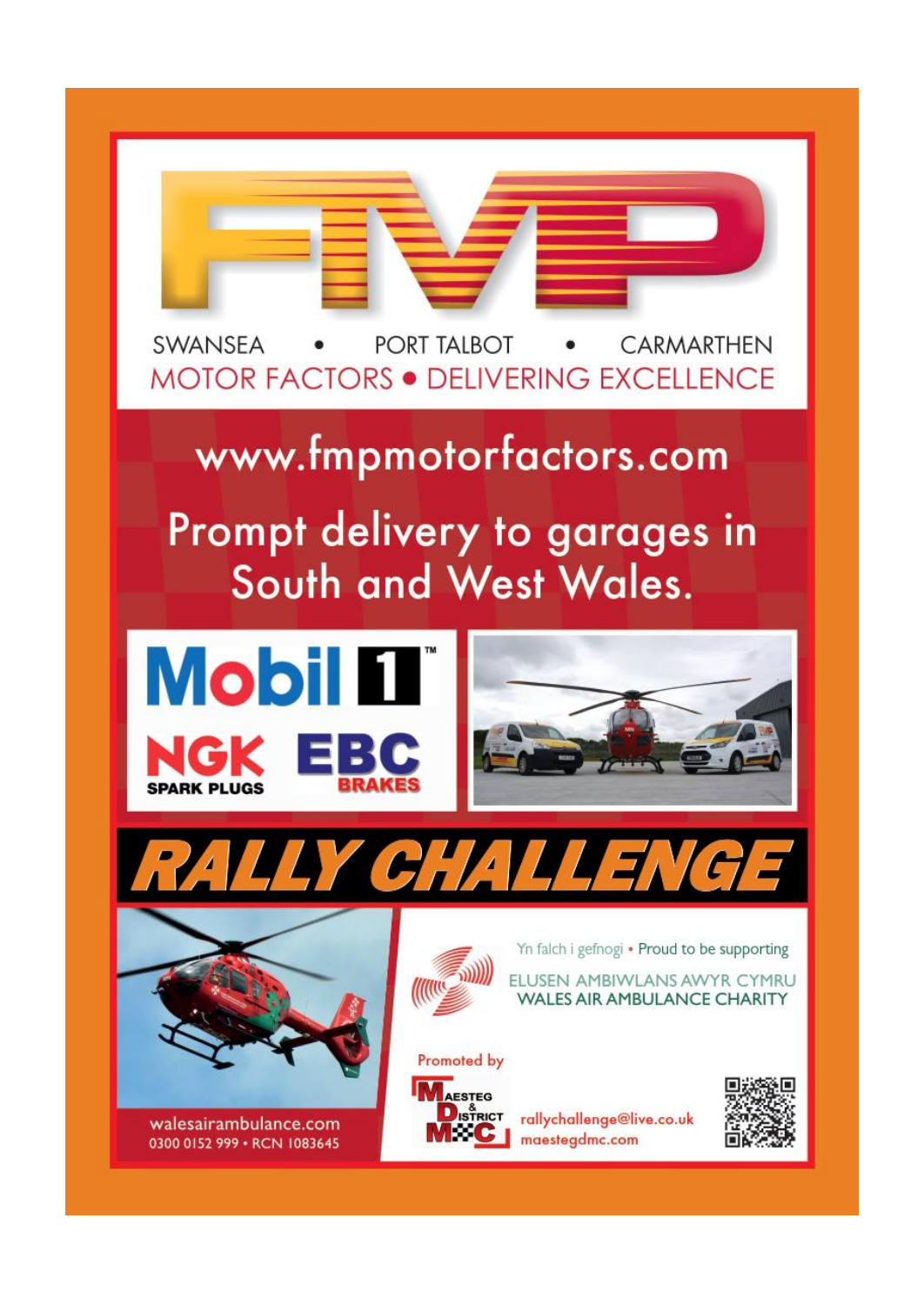# FMP

SWANSEA • PORT TALBOT • CARMARTHEN

MOTOR FACTORS • DELIVERING EXCELLENCE

www.fmpmotorfactors.com

Prompt delivery to garages in South and West Wales.

Mobil 1™

NGK SPARK PLUGS

EBC BRAKES

# RALLY CHALLENGE

walesairambulance.com
0300 0152 999 • RCN 1083645

Yn falch i gefnogi • Proud to be supporting

ELUSEN AMBIWLANS AWYR CYMRU
WALES AIR AMBULANCE CHARITY

Promoted by

Maesteg & District MC

rallychallenge@live.co.uk
maestegdmc.com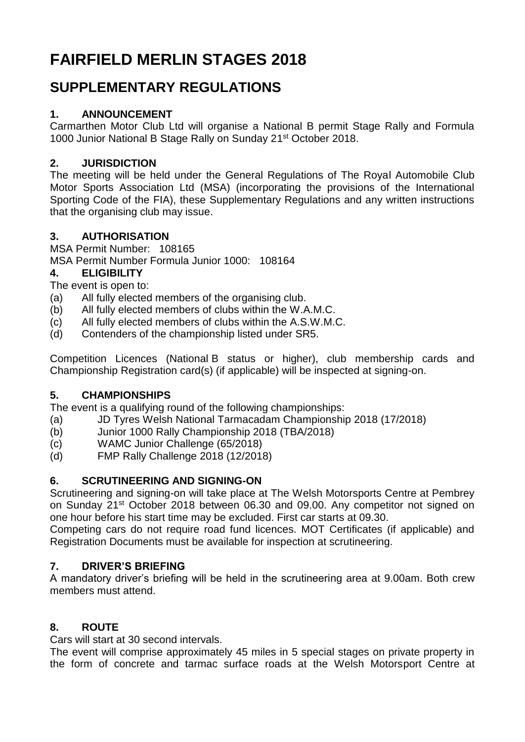# FAIRFIELD MERLIN STAGES 2018

## SUPPLEMENTARY REGULATIONS

### 1. ANNOUNCEMENT

Carmarthen Motor Club Ltd will organise a National B permit Stage Rally and Formula 1000 Junior National B Stage Rally on Sunday 21st October 2018.

### 2. JURISDICTION

The meeting will be held under the General Regulations of The Royal Automobile Club Motor Sports Association Ltd (MSA) (incorporating the provisions of the International Sporting Code of the FIA), these Supplementary Regulations and any written instructions that the organising club may issue.

### 3. AUTHORISATION

MSA Permit Number: 108165

MSA Permit Number Formula Junior 1000: 108164

### 4. ELIGIBILITY

The event is open to:

(a) All fully elected members of the organising club.
(b) All fully elected members of clubs within the W.A.M.C.
(c) All fully elected members of clubs within the A.S.W.M.C.
(d) Contenders of the championship listed under SR5.

Competition Licences (National B status or higher), club membership cards and Championship Registration card(s) (if applicable) will be inspected at signing-on.

### 5. CHAMPIONSHIPS

The event is a qualifying round of the following championships:

(a) JD Tyres Welsh National Tarmacadam Championship 2018 (17/2018)
(b) Junior 1000 Rally Championship 2018 (TBA/2018)
(c) WAMC Junior Challenge (65/2018)
(d) FMP Rally Challenge 2018 (12/2018)

### 6. SCRUTINEERING AND SIGNING-ON

Scrutineering and signing-on will take place at The Welsh Motorsports Centre at Pembrey on Sunday 21st October 2018 between 06.30 and 09.00. Any competitor not signed on one hour before his start time may be excluded. First car starts at 09.30.

Competing cars do not require road fund licences. MOT Certificates (if applicable) and Registration Documents must be available for inspection at scrutineering.

### 7. DRIVER'S BRIEFING

A mandatory driver's briefing will be held in the scrutineering area at 9.00am. Both crew members must attend.

### 8. ROUTE

Cars will start at 30 second intervals.

The event will comprise approximately 45 miles in 5 special stages on private property in the form of concrete and tarmac surface roads at the Welsh Motorsport Centre at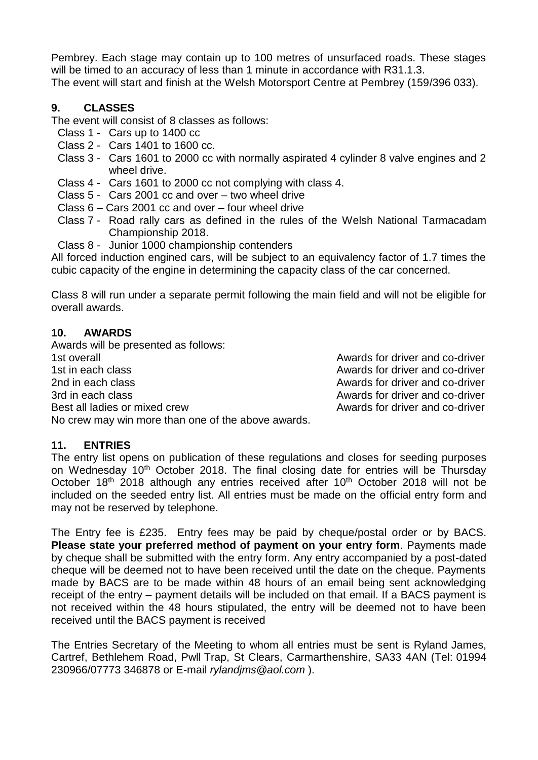Pembrey. Each stage may contain up to 100 metres of unsurfaced roads. These stages will be timed to an accuracy of less than 1 minute in accordance with R31.1.3.
The event will start and finish at the Welsh Motorsport Centre at Pembrey (159/396 033).

## 9. CLASSES

The event will consist of 8 classes as follows:

- Class 1 - Cars up to 1400 cc
- Class 2 - Cars 1401 to 1600 cc.
- Class 3 - Cars 1601 to 2000 cc with normally aspirated 4 cylinder 8 valve engines and 2 wheel drive.
- Class 4 - Cars 1601 to 2000 cc not complying with class 4.
- Class 5 - Cars 2001 cc and over – two wheel drive
- Class 6 – Cars 2001 cc and over – four wheel drive
- Class 7 - Road rally cars as defined in the rules of the Welsh National Tarmacadam Championship 2018.
- Class 8 - Junior 1000 championship contenders

All forced induction engined cars, will be subject to an equivalency factor of 1.7 times the cubic capacity of the engine in determining the capacity class of the car concerned.

Class 8 will run under a separate permit following the main field and will not be eligible for overall awards.

## 10. AWARDS

Awards will be presented as follows:

| | |
|---|---|
| 1st overall | Awards for driver and co-driver |
| 1st in each class | Awards for driver and co-driver |
| 2nd in each class | Awards for driver and co-driver |
| 3rd in each class | Awards for driver and co-driver |
| Best all ladies or mixed crew | Awards for driver and co-driver |

No crew may win more than one of the above awards.

## 11. ENTRIES

The entry list opens on publication of these regulations and closes for seeding purposes on Wednesday 10th October 2018. The final closing date for entries will be Thursday October 18th 2018 although any entries received after 10th October 2018 will not be included on the seeded entry list. All entries must be made on the official entry form and may not be reserved by telephone.

The Entry fee is £235. Entry fees may be paid by cheque/postal order or by BACS. **Please state your preferred method of payment on your entry form**. Payments made by cheque shall be submitted with the entry form. Any entry accompanied by a post-dated cheque will be deemed not to have been received until the date on the cheque. Payments made by BACS are to be made within 48 hours of an email being sent acknowledging receipt of the entry – payment details will be included on that email. If a BACS payment is not received within the 48 hours stipulated, the entry will be deemed not to have been received until the BACS payment is received

The Entries Secretary of the Meeting to whom all entries must be sent is Ryland James, Cartref, Bethlehem Road, Pwll Trap, St Clears, Carmarthenshire, SA33 4AN (Tel: 01994 230966/07773 346878 or E-mail *rylandjms@aol.com* ).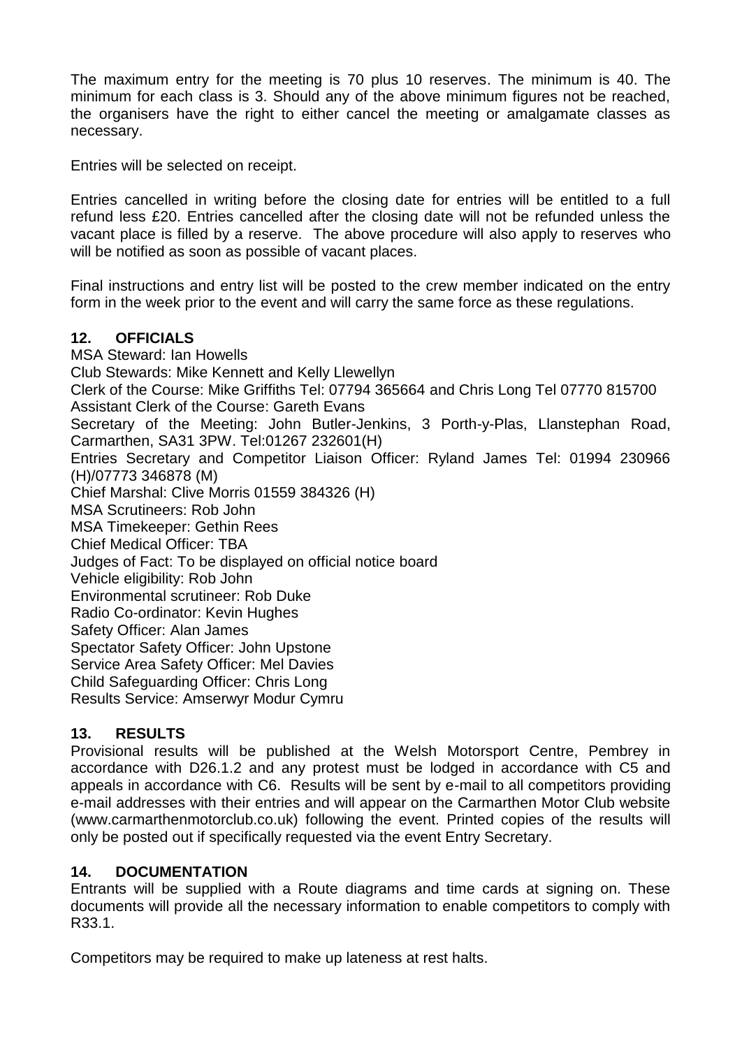The maximum entry for the meeting is 70 plus 10 reserves. The minimum is 40. The minimum for each class is 3. Should any of the above minimum figures not be reached, the organisers have the right to either cancel the meeting or amalgamate classes as necessary.

Entries will be selected on receipt.

Entries cancelled in writing before the closing date for entries will be entitled to a full refund less £20. Entries cancelled after the closing date will not be refunded unless the vacant place is filled by a reserve. The above procedure will also apply to reserves who will be notified as soon as possible of vacant places.

Final instructions and entry list will be posted to the crew member indicated on the entry form in the week prior to the event and will carry the same force as these regulations.

## 12. OFFICIALS

MSA Steward: Ian Howells
Club Stewards: Mike Kennett and Kelly Llewellyn
Clerk of the Course: Mike Griffiths Tel: 07794 365664 and Chris Long Tel 07770 815700
Assistant Clerk of the Course: Gareth Evans
Secretary of the Meeting: John Butler-Jenkins, 3 Porth-y-Plas, Llanstephan Road, Carmarthen, SA31 3PW. Tel:01267 232601(H)
Entries Secretary and Competitor Liaison Officer: Ryland James Tel: 01994 230966 (H)/07773 346878 (M)
Chief Marshal: Clive Morris 01559 384326 (H)
MSA Scrutineers: Rob John
MSA Timekeeper: Gethin Rees
Chief Medical Officer: TBA
Judges of Fact: To be displayed on official notice board
Vehicle eligibility: Rob John
Environmental scrutineer: Rob Duke
Radio Co-ordinator: Kevin Hughes
Safety Officer: Alan James
Spectator Safety Officer: John Upstone
Service Area Safety Officer: Mel Davies
Child Safeguarding Officer: Chris Long
Results Service: Amserwyr Modur Cymru

## 13. RESULTS

Provisional results will be published at the Welsh Motorsport Centre, Pembrey in accordance with D26.1.2 and any protest must be lodged in accordance with C5 and appeals in accordance with C6. Results will be sent by e-mail to all competitors providing e-mail addresses with their entries and will appear on the Carmarthen Motor Club website (www.carmarthenmotorclub.co.uk) following the event. Printed copies of the results will only be posted out if specifically requested via the event Entry Secretary.

## 14. DOCUMENTATION

Entrants will be supplied with a Route diagrams and time cards at signing on. These documents will provide all the necessary information to enable competitors to comply with R33.1.

Competitors may be required to make up lateness at rest halts.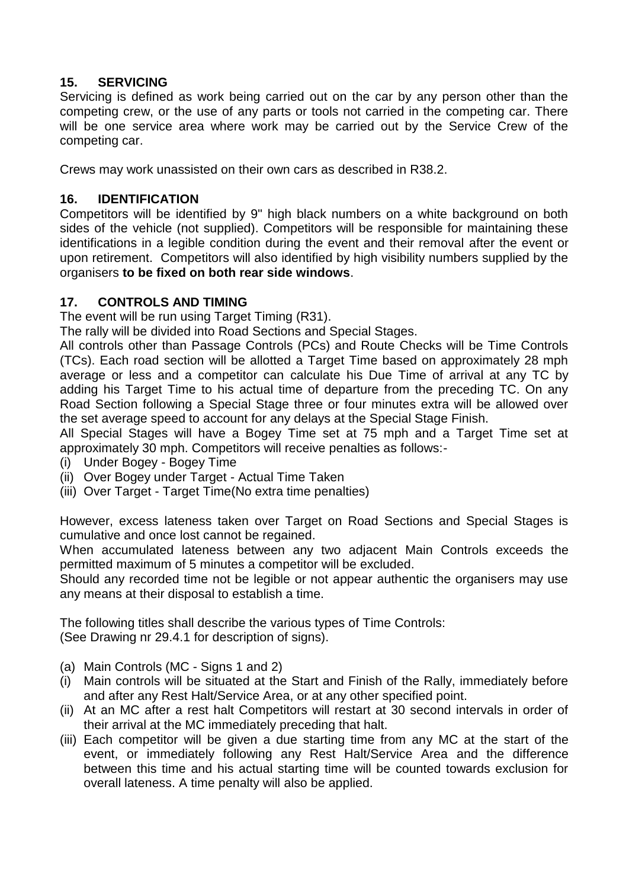## 15. SERVICING

Servicing is defined as work being carried out on the car by any person other than the competing crew, or the use of any parts or tools not carried in the competing car. There will be one service area where work may be carried out by the Service Crew of the competing car.

Crews may work unassisted on their own cars as described in R38.2.

## 16. IDENTIFICATION

Competitors will be identified by 9" high black numbers on a white background on both sides of the vehicle (not supplied). Competitors will be responsible for maintaining these identifications in a legible condition during the event and their removal after the event or upon retirement. Competitors will also identified by high visibility numbers supplied by the organisers **to be fixed on both rear side windows**.

## 17. CONTROLS AND TIMING

The event will be run using Target Timing (R31).

The rally will be divided into Road Sections and Special Stages.

All controls other than Passage Controls (PCs) and Route Checks will be Time Controls (TCs). Each road section will be allotted a Target Time based on approximately 28 mph average or less and a competitor can calculate his Due Time of arrival at any TC by adding his Target Time to his actual time of departure from the preceding TC. On any Road Section following a Special Stage three or four minutes extra will be allowed over the set average speed to account for any delays at the Special Stage Finish.

All Special Stages will have a Bogey Time set at 75 mph and a Target Time set at approximately 30 mph. Competitors will receive penalties as follows:-

(i) Under Bogey - Bogey Time
(ii) Over Bogey under Target - Actual Time Taken
(iii) Over Target - Target Time(No extra time penalties)

However, excess lateness taken over Target on Road Sections and Special Stages is cumulative and once lost cannot be regained.

When accumulated lateness between any two adjacent Main Controls exceeds the permitted maximum of 5 minutes a competitor will be excluded.

Should any recorded time not be legible or not appear authentic the organisers may use any means at their disposal to establish a time.

The following titles shall describe the various types of Time Controls:
(See Drawing nr 29.4.1 for description of signs).

(a) Main Controls (MC - Signs 1 and 2)

(i) Main controls will be situated at the Start and Finish of the Rally, immediately before and after any Rest Halt/Service Area, or at any other specified point.

(ii) At an MC after a rest halt Competitors will restart at 30 second intervals in order of their arrival at the MC immediately preceding that halt.

(iii) Each competitor will be given a due starting time from any MC at the start of the event, or immediately following any Rest Halt/Service Area and the difference between this time and his actual starting time will be counted towards exclusion for overall lateness. A time penalty will also be applied.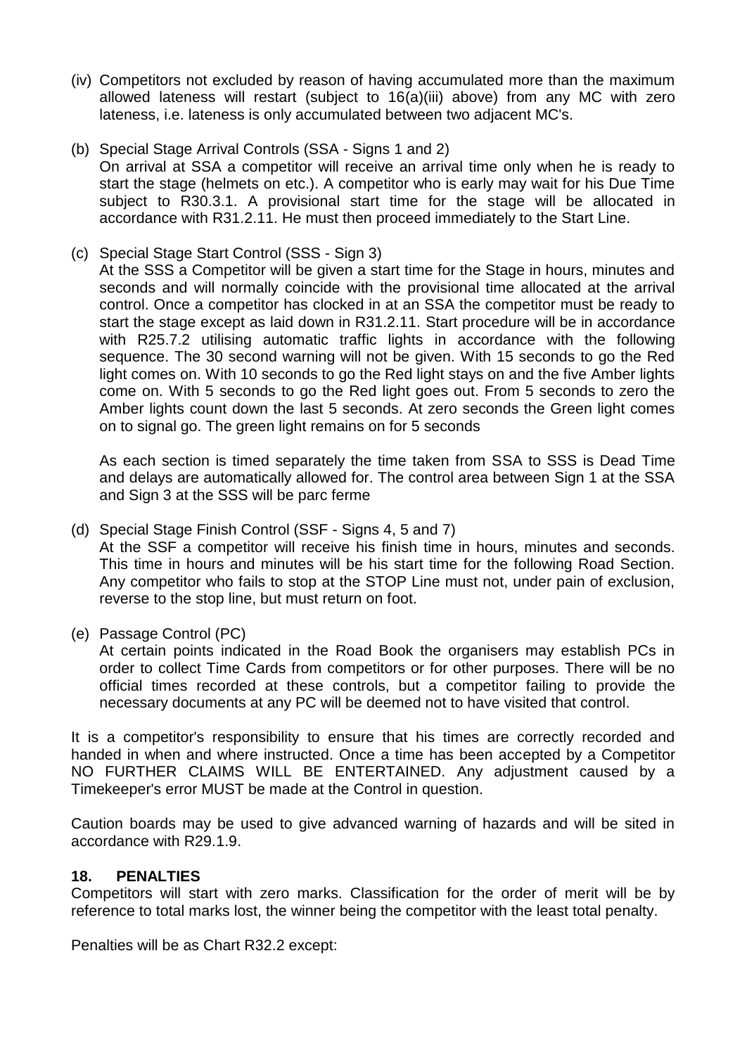(iv) Competitors not excluded by reason of having accumulated more than the maximum allowed lateness will restart (subject to 16(a)(iii) above) from any MC with zero lateness, i.e. lateness is only accumulated between two adjacent MC's.

(b) Special Stage Arrival Controls (SSA - Signs 1 and 2)
On arrival at SSA a competitor will receive an arrival time only when he is ready to start the stage (helmets on etc.). A competitor who is early may wait for his Due Time subject to R30.3.1. A provisional start time for the stage will be allocated in accordance with R31.2.11. He must then proceed immediately to the Start Line.

(c) Special Stage Start Control (SSS - Sign 3)
At the SSS a Competitor will be given a start time for the Stage in hours, minutes and seconds and will normally coincide with the provisional time allocated at the arrival control. Once a competitor has clocked in at an SSA the competitor must be ready to start the stage except as laid down in R31.2.11. Start procedure will be in accordance with R25.7.2 utilising automatic traffic lights in accordance with the following sequence. The 30 second warning will not be given. With 15 seconds to go the Red light comes on. With 10 seconds to go the Red light stays on and the five Amber lights come on. With 5 seconds to go the Red light goes out. From 5 seconds to zero the Amber lights count down the last 5 seconds. At zero seconds the Green light comes on to signal go. The green light remains on for 5 seconds

As each section is timed separately the time taken from SSA to SSS is Dead Time and delays are automatically allowed for. The control area between Sign 1 at the SSA and Sign 3 at the SSS will be parc ferme

(d) Special Stage Finish Control (SSF - Signs 4, 5 and 7)
At the SSF a competitor will receive his finish time in hours, minutes and seconds. This time in hours and minutes will be his start time for the following Road Section. Any competitor who fails to stop at the STOP Line must not, under pain of exclusion, reverse to the stop line, but must return on foot.

(e) Passage Control (PC)
At certain points indicated in the Road Book the organisers may establish PCs in order to collect Time Cards from competitors or for other purposes. There will be no official times recorded at these controls, but a competitor failing to provide the necessary documents at any PC will be deemed not to have visited that control.

It is a competitor's responsibility to ensure that his times are correctly recorded and handed in when and where instructed. Once a time has been accepted by a Competitor NO FURTHER CLAIMS WILL BE ENTERTAINED. Any adjustment caused by a Timekeeper's error MUST be made at the Control in question.

Caution boards may be used to give advanced warning of hazards and will be sited in accordance with R29.1.9.

## 18. PENALTIES

Competitors will start with zero marks. Classification for the order of merit will be by reference to total marks lost, the winner being the competitor with the least total penalty.

Penalties will be as Chart R32.2 except: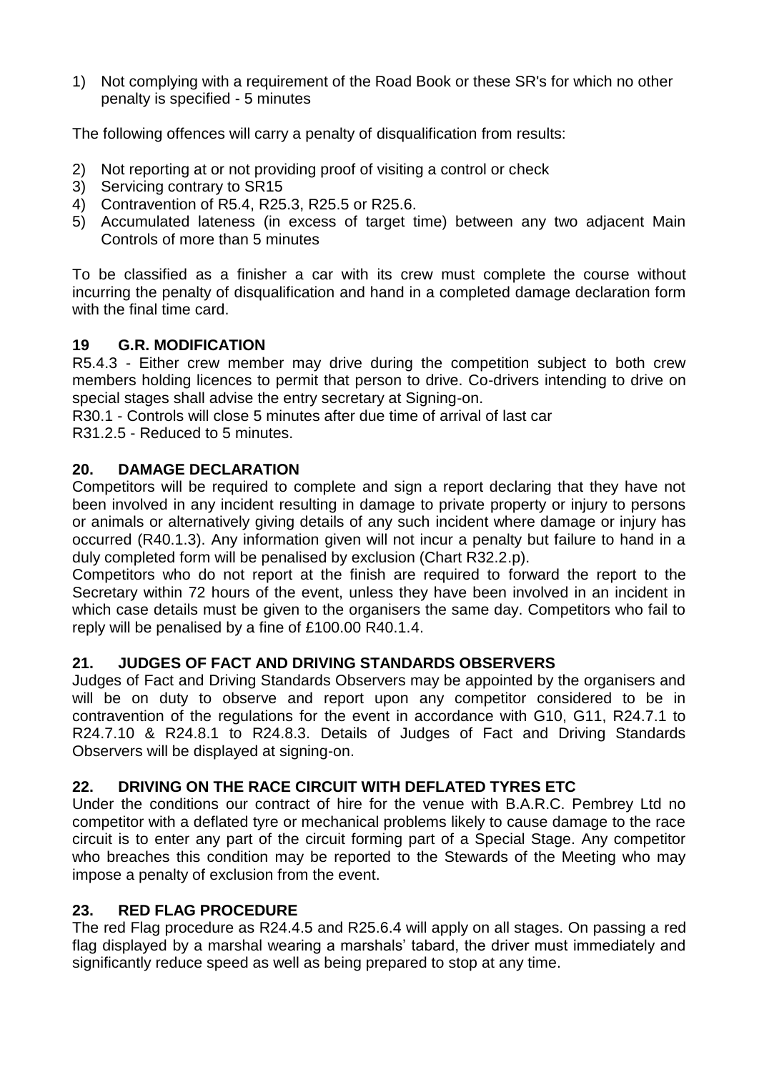1) Not complying with a requirement of the Road Book or these SR's for which no other penalty is specified - 5 minutes

The following offences will carry a penalty of disqualification from results:

2) Not reporting at or not providing proof of visiting a control or check
3) Servicing contrary to SR15
4) Contravention of R5.4, R25.3, R25.5 or R25.6.
5) Accumulated lateness (in excess of target time) between any two adjacent Main Controls of more than 5 minutes

To be classified as a finisher a car with its crew must complete the course without incurring the penalty of disqualification and hand in a completed damage declaration form with the final time card.

## 19 G.R. MODIFICATION

R5.4.3 - Either crew member may drive during the competition subject to both crew members holding licences to permit that person to drive. Co-drivers intending to drive on special stages shall advise the entry secretary at Signing-on.

R30.1 - Controls will close 5 minutes after due time of arrival of last car

R31.2.5 - Reduced to 5 minutes.

## 20. DAMAGE DECLARATION

Competitors will be required to complete and sign a report declaring that they have not been involved in any incident resulting in damage to private property or injury to persons or animals or alternatively giving details of any such incident where damage or injury has occurred (R40.1.3). Any information given will not incur a penalty but failure to hand in a duly completed form will be penalised by exclusion (Chart R32.2.p).

Competitors who do not report at the finish are required to forward the report to the Secretary within 72 hours of the event, unless they have been involved in an incident in which case details must be given to the organisers the same day. Competitors who fail to reply will be penalised by a fine of £100.00 R40.1.4.

## 21. JUDGES OF FACT AND DRIVING STANDARDS OBSERVERS

Judges of Fact and Driving Standards Observers may be appointed by the organisers and will be on duty to observe and report upon any competitor considered to be in contravention of the regulations for the event in accordance with G10, G11, R24.7.1 to R24.7.10 & R24.8.1 to R24.8.3. Details of Judges of Fact and Driving Standards Observers will be displayed at signing-on.

## 22. DRIVING ON THE RACE CIRCUIT WITH DEFLATED TYRES ETC

Under the conditions our contract of hire for the venue with B.A.R.C. Pembrey Ltd no competitor with a deflated tyre or mechanical problems likely to cause damage to the race circuit is to enter any part of the circuit forming part of a Special Stage. Any competitor who breaches this condition may be reported to the Stewards of the Meeting who may impose a penalty of exclusion from the event.

## 23. RED FLAG PROCEDURE

The red Flag procedure as R24.4.5 and R25.6.4 will apply on all stages. On passing a red flag displayed by a marshal wearing a marshals' tabard, the driver must immediately and significantly reduce speed as well as being prepared to stop at any time.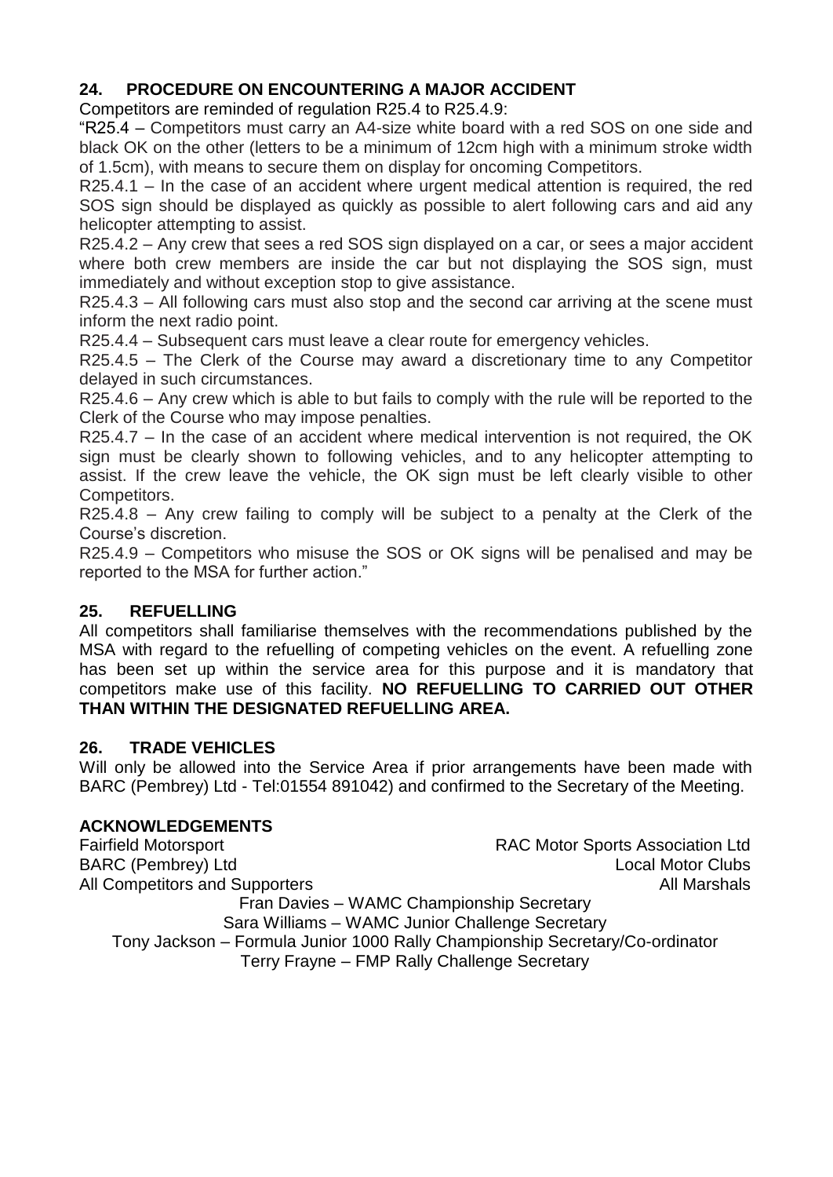## 24. PROCEDURE ON ENCOUNTERING A MAJOR ACCIDENT

Competitors are reminded of regulation R25.4 to R25.4.9:

"R25.4 – Competitors must carry an A4-size white board with a red SOS on one side and black OK on the other (letters to be a minimum of 12cm high with a minimum stroke width of 1.5cm), with means to secure them on display for oncoming Competitors.

R25.4.1 – In the case of an accident where urgent medical attention is required, the red SOS sign should be displayed as quickly as possible to alert following cars and aid any helicopter attempting to assist.

R25.4.2 – Any crew that sees a red SOS sign displayed on a car, or sees a major accident where both crew members are inside the car but not displaying the SOS sign, must immediately and without exception stop to give assistance.

R25.4.3 – All following cars must also stop and the second car arriving at the scene must inform the next radio point.

R25.4.4 – Subsequent cars must leave a clear route for emergency vehicles.

R25.4.5 – The Clerk of the Course may award a discretionary time to any Competitor delayed in such circumstances.

R25.4.6 – Any crew which is able to but fails to comply with the rule will be reported to the Clerk of the Course who may impose penalties.

R25.4.7 – In the case of an accident where medical intervention is not required, the OK sign must be clearly shown to following vehicles, and to any helicopter attempting to assist. If the crew leave the vehicle, the OK sign must be left clearly visible to other Competitors.

R25.4.8 – Any crew failing to comply will be subject to a penalty at the Clerk of the Course's discretion.

R25.4.9 – Competitors who misuse the SOS or OK signs will be penalised and may be reported to the MSA for further action."

## 25. REFUELLING

All competitors shall familiarise themselves with the recommendations published by the MSA with regard to the refuelling of competing vehicles on the event. A refuelling zone has been set up within the service area for this purpose and it is mandatory that competitors make use of this facility. **NO REFUELLING TO CARRIED OUT OTHER THAN WITHIN THE DESIGNATED REFUELLING AREA.**

## 26. TRADE VEHICLES

Will only be allowed into the Service Area if prior arrangements have been made with BARC (Pembrey) Ltd - Tel:01554 891042) and confirmed to the Secretary of the Meeting.

## ACKNOWLEDGEMENTS

Fairfield Motorsport
RAC Motor Sports Association Ltd
BARC (Pembrey) Ltd
Local Motor Clubs
All Competitors and Supporters
All Marshals

Fran Davies – WAMC Championship Secretary
Sara Williams – WAMC Junior Challenge Secretary
Tony Jackson – Formula Junior 1000 Rally Championship Secretary/Co-ordinator
Terry Frayne – FMP Rally Challenge Secretary